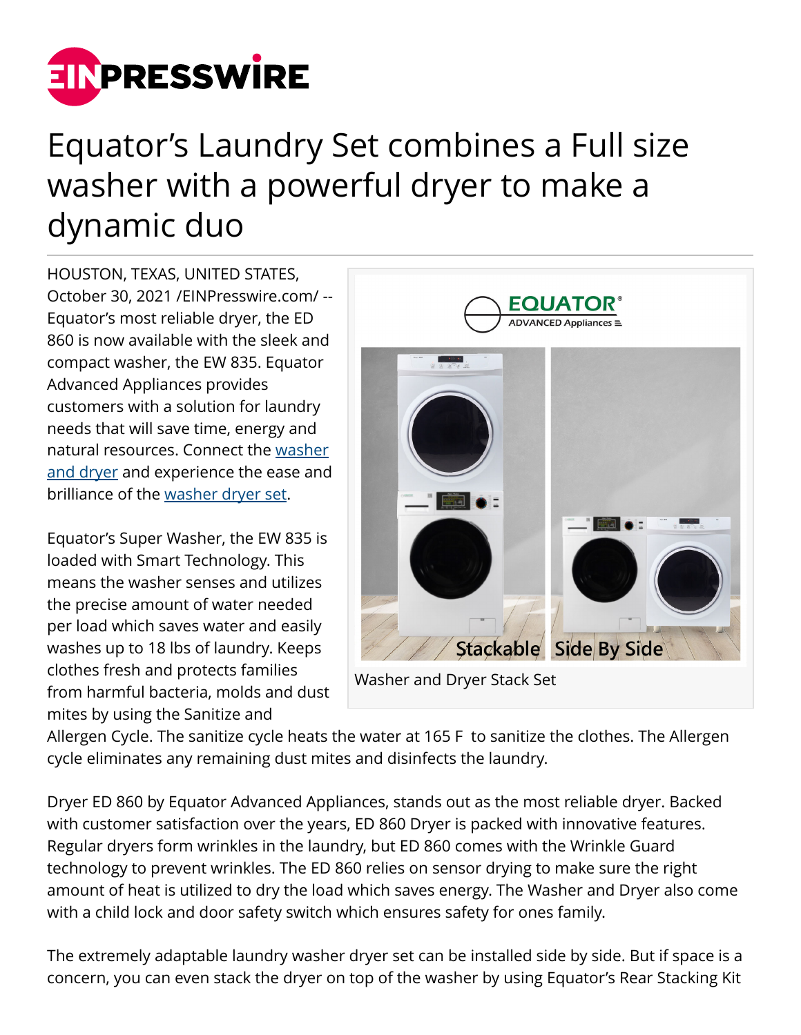# Equator's Laundry Set combines a Full size washer with a powerful dryer to make a dynamic duo

HOUSTON, TEXAS, UNITED STATES, October 30, 2021 /EINPresswire.com/ -- Equator's most reliable dryer, the ED 860 is now available with the sleek and compact washer, the EW 835. Equator Advanced Appliances provides customers with a solution for laundry needs that will save time, energy and natural resources. Connect the [washer and dryer] and experience the ease and brilliance of the [washer dryer set].

Washer and Dryer Stack Set

Equator's Super Washer, the EW 835 is loaded with Smart Technology. This means the washer senses and utilizes the precise amount of water needed per load which saves water and easily washes up to 18 lbs of laundry. Keeps clothes fresh and protects families from harmful bacteria, molds and dust mites by using the Sanitize and Allergen Cycle. The sanitize cycle heats the water at 165 F to sanitize the clothes. The Allergen cycle eliminates any remaining dust mites and disinfects the laundry.

Dryer ED 860 by Equator Advanced Appliances, stands out as the most reliable dryer. Backed with customer satisfaction over the years, ED 860 Dryer is packed with innovative features. Regular dryers form wrinkles in the laundry, but ED 860 comes with the Wrinkle Guard technology to prevent wrinkles. The ED 860 relies on sensor drying to make sure the right amount of heat is utilized to dry the load which saves energy. The Washer and Dryer also come with a child lock and door safety switch which ensures safety for ones family.

The extremely adaptable laundry washer dryer set can be installed side by side. But if space is a concern, you can even stack the dryer on top of the washer by using Equator's Rear Stacking Kit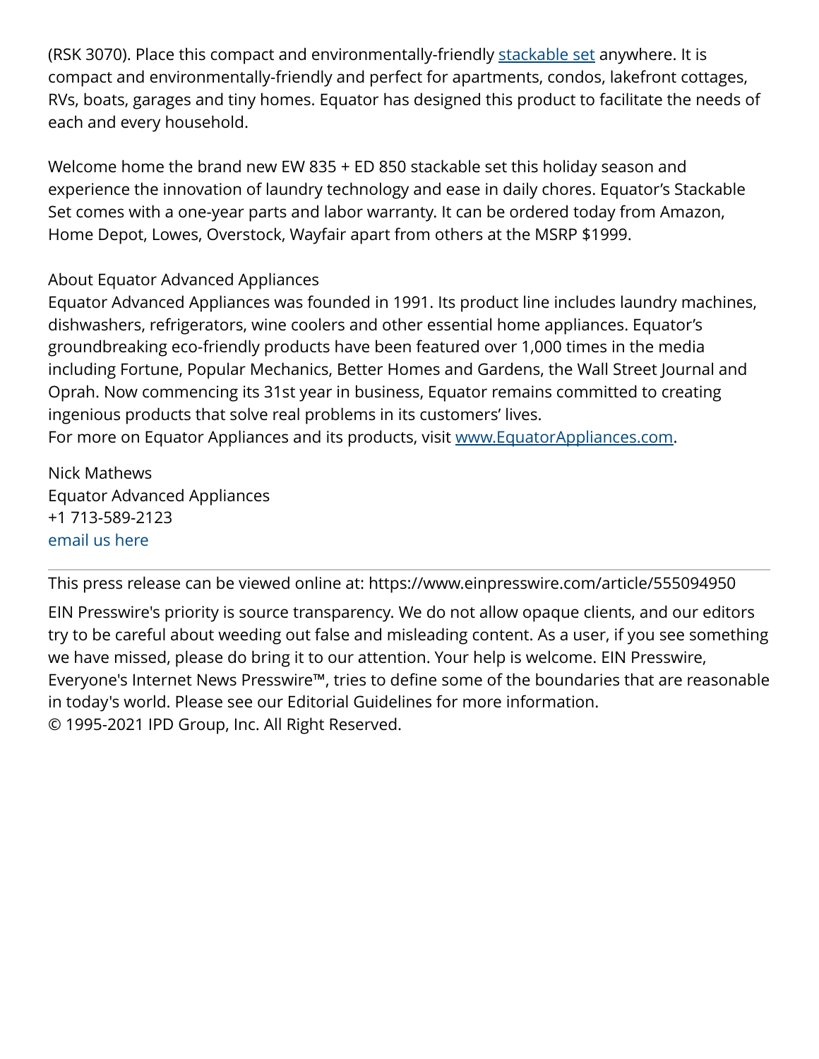(RSK 3070). Place this compact and environmentally-friendly [stackable set](#) anywhere. It is compact and environmentally-friendly and perfect for apartments, condos, lakefront cottages, RVs, boats, garages and tiny homes. Equator has designed this product to facilitate the needs of each and every household.

Welcome home the brand new EW 835 + ED 850 stackable set this holiday season and experience the innovation of laundry technology and ease in daily chores. Equator's Stackable Set comes with a one-year parts and labor warranty. It can be ordered today from Amazon, Home Depot, Lowes, Overstock, Wayfair apart from others at the MSRP $1999.

About Equator Advanced Appliances
Equator Advanced Appliances was founded in 1991. Its product line includes laundry machines, dishwashers, refrigerators, wine coolers and other essential home appliances. Equator's groundbreaking eco-friendly products have been featured over 1,000 times in the media including Fortune, Popular Mechanics, Better Homes and Gardens, the Wall Street Journal and Oprah. Now commencing its 31st year in business, Equator remains committed to creating ingenious products that solve real problems in its customers' lives.
For more on Equator Appliances and its products, visit www.EquatorAppliances.com.

Nick Mathews
Equator Advanced Appliances
+1 713-589-2123
email us here

---

This press release can be viewed online at: https://www.einpresswire.com/article/555094950

EIN Presswire's priority is source transparency. We do not allow opaque clients, and our editors try to be careful about weeding out false and misleading content. As a user, if you see something we have missed, please do bring it to our attention. Your help is welcome. EIN Presswire, Everyone's Internet News Presswire™, tries to define some of the boundaries that are reasonable in today's world. Please see our Editorial Guidelines for more information.
© 1995-2021 IPD Group, Inc. All Right Reserved.